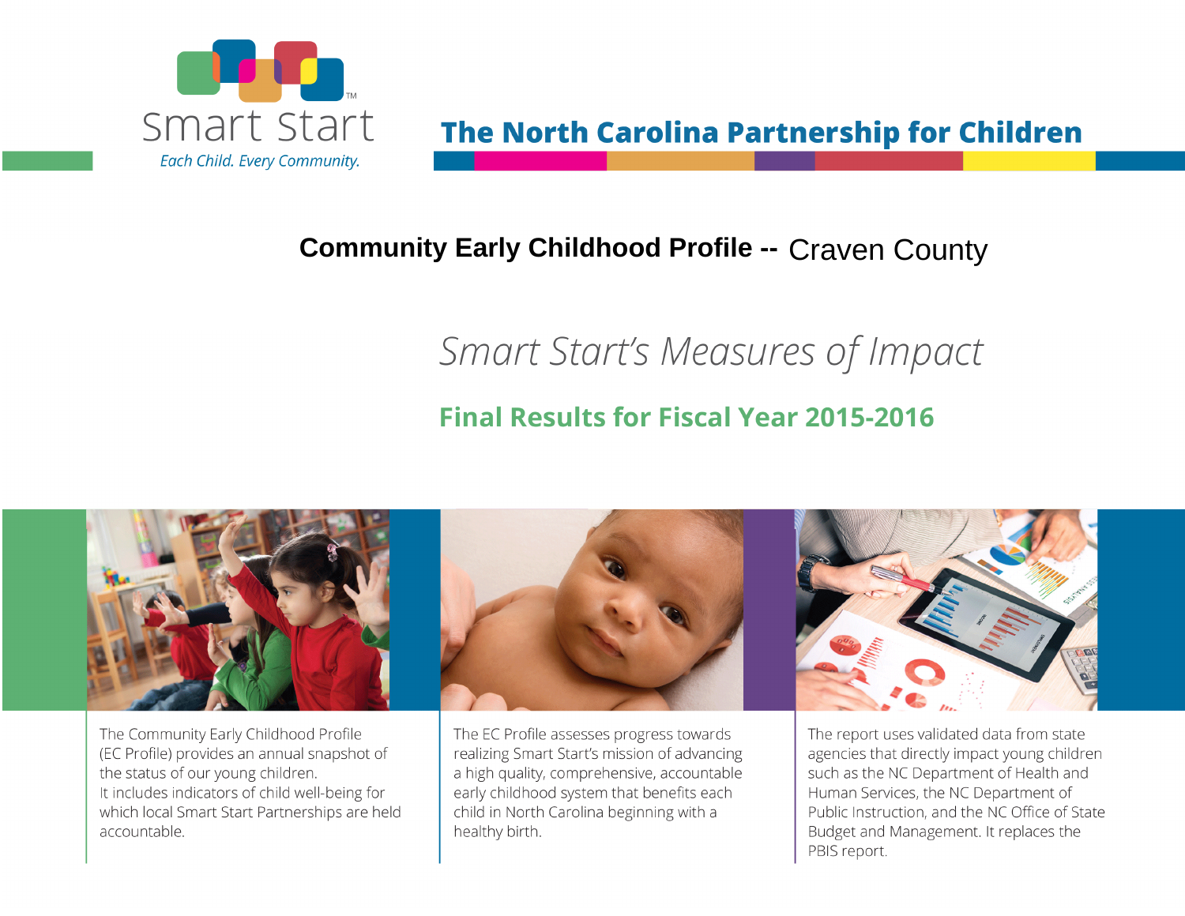Smart Start

*Each Child. Every Community.*

**The North Carolina Partnership for Children**

# Community Early Childhood Profile -- Craven County

## *Smart Start's Measures of Impact*

### Final Results for Fiscal Year 2015-2016

The Community Early Childhood Profile (EC Profile) provides an annual snapshot of the status of our young children. It includes indicators of child well-being for which local Smart Start Partnerships are held accountable.

The EC Profile assesses progress towards realizing Smart Start's mission of advancing a high quality, comprehensive, accountable early childhood system that benefits each child in North Carolina beginning with a healthy birth.

The report uses validated data from state agencies that directly impact young children such as the NC Department of Health and Human Services, the NC Department of Public Instruction, and the NC Office of State Budget and Management. It replaces the PBIS report.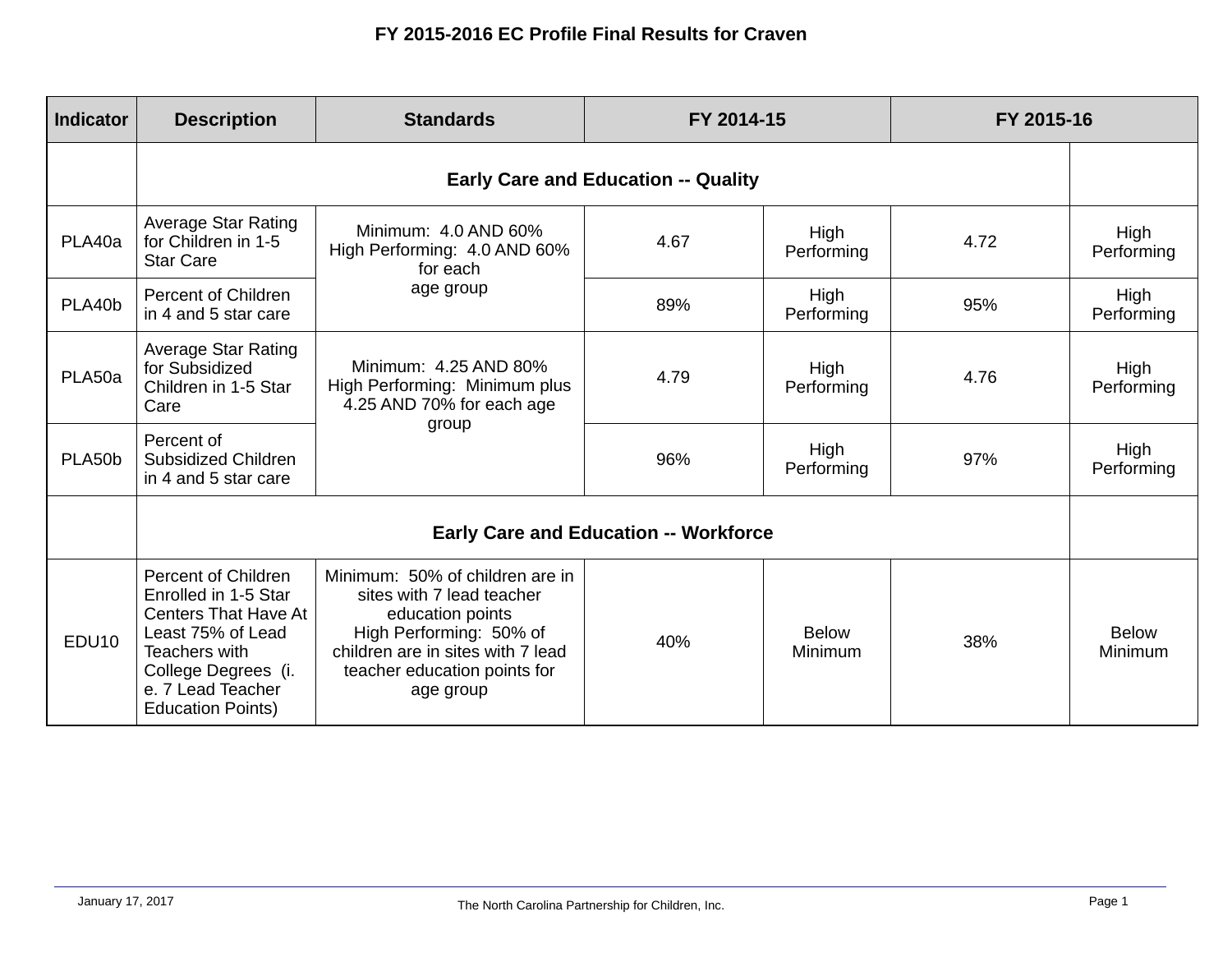# FY 2015-2016 EC Profile Final Results for Craven

| Indicator | Description | Standards | FY 2014-15 | | FY 2015-16 | |
|---|---|---|---|---|---|---|
| | **Early Care and Education -- Quality** | | | | | |
| PLA40a | Average Star Rating for Children in 1-5 Star Care | Minimum: 4.0 AND 60% High Performing: 4.0 AND 60% for each age group | 4.67 | High Performing | 4.72 | High Performing |
| PLA40b | Percent of Children in 4 and 5 star care | | 89% | High Performing | 95% | High Performing |
| PLA50a | Average Star Rating for Subsidized Children in 1-5 Star Care | Minimum: 4.25 AND 80% High Performing: Minimum plus 4.25 AND 70% for each age group | 4.79 | High Performing | 4.76 | High Performing |
| PLA50b | Percent of Subsidized Children in 4 and 5 star care | | 96% | High Performing | 97% | High Performing |
| | **Early Care and Education -- Workforce** | | | | | |
| EDU10 | Percent of Children Enrolled in 1-5 Star Centers That Have At Least 75% of Lead Teachers with College Degrees (i. e. 7 Lead Teacher Education Points) | Minimum: 50% of children are in sites with 7 lead teacher education points High Performing: 50% of children are in sites with 7 lead teacher education points for age group | 40% | Below Minimum | 38% | Below Minimum |

January 17, 2017

The North Carolina Partnership for Children, Inc.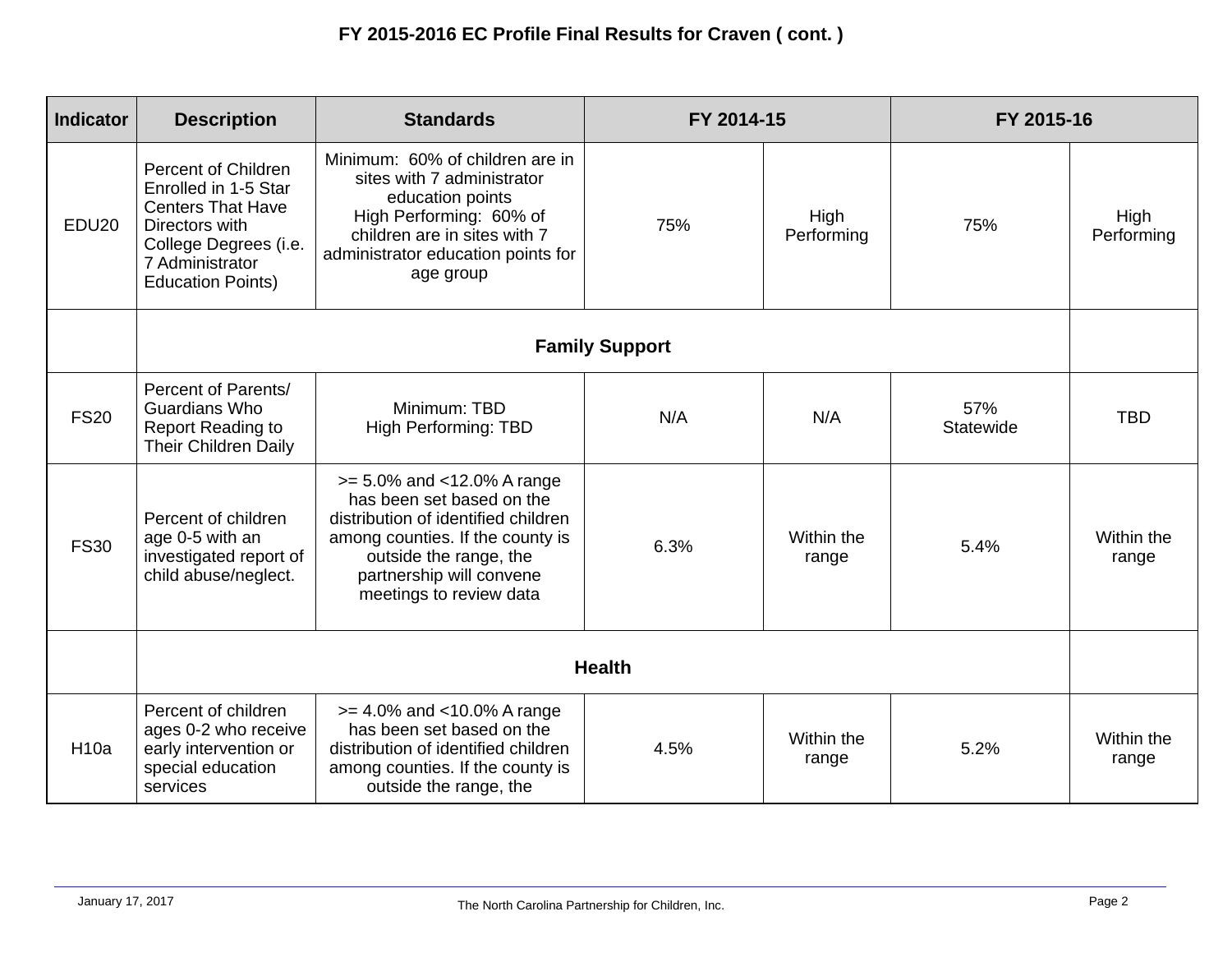# FY 2015-2016 EC Profile Final Results for Craven ( cont. )

| Indicator | Description | Standards | FY 2014-15 | | FY 2015-16 | |
|---|---|---|---|---|---|---|
| EDU20 | Percent of Children Enrolled in 1-5 Star Centers That Have Directors with College Degrees (i.e. 7 Administrator Education Points) | Minimum: 60% of children are in sites with 7 administrator education points<br>High Performing: 60% of children are in sites with 7 administrator education points for age group | 75% | High Performing | 75% | High Performing |
| | **Family Support** | | | | | |
| FS20 | Percent of Parents/ Guardians Who Report Reading to Their Children Daily | Minimum: TBD<br>High Performing: TBD | N/A | N/A | 57%<br>Statewide | TBD |
| FS30 | Percent of children age 0-5 with an investigated report of child abuse/neglect. | >= 5.0% and <12.0% A range has been set based on the distribution of identified children among counties. If the county is outside the range, the partnership will convene meetings to review data | 6.3% | Within the range | 5.4% | Within the range |
| | **Health** | | | | | |
| H10a | Percent of children ages 0-2 who receive early intervention or special education services | >= 4.0% and <10.0% A range has been set based on the distribution of identified children among counties. If the county is outside the range, the | 4.5% | Within the range | 5.2% | Within the range |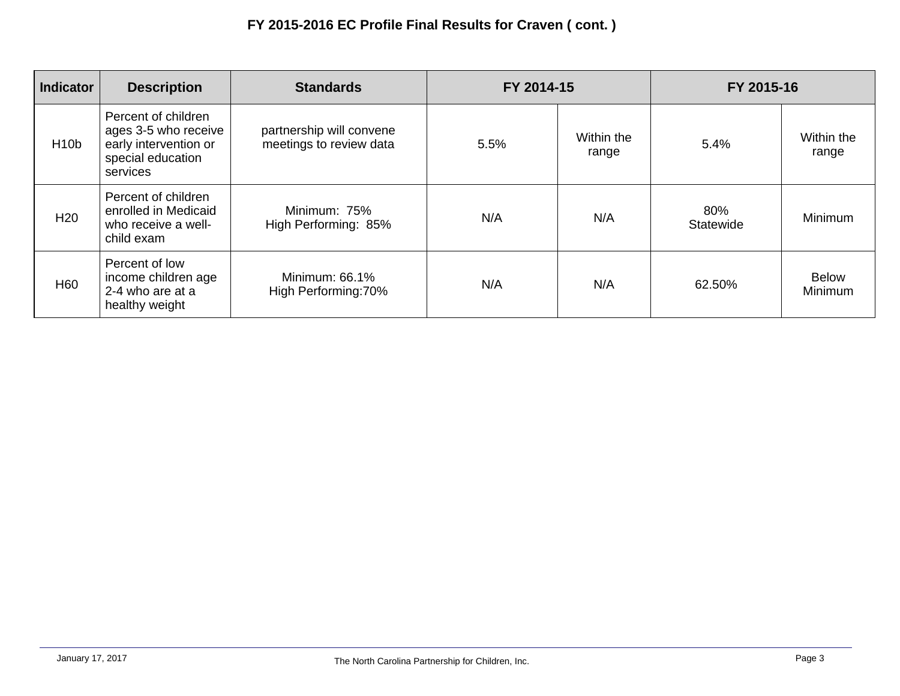# FY 2015-2016 EC Profile Final Results for Craven ( cont. )

| Indicator | Description | Standards | FY 2014-15 | | FY 2015-16 | |
|---|---|---|---|---|---|---|
| H10b | Percent of children ages 3-5 who receive early intervention or special education services | partnership will convene meetings to review data | 5.5% | Within the range | 5.4% | Within the range |
| H20 | Percent of children enrolled in Medicaid who receive a well-child exam | Minimum: 75%<br>High Performing: 85% | N/A | N/A | 80%<br>Statewide | Minimum |
| H60 | Percent of low income children age 2-4 who are at a healthy weight | Minimum: 66.1%<br>High Performing:70% | N/A | N/A | 62.50% | Below Minimum |